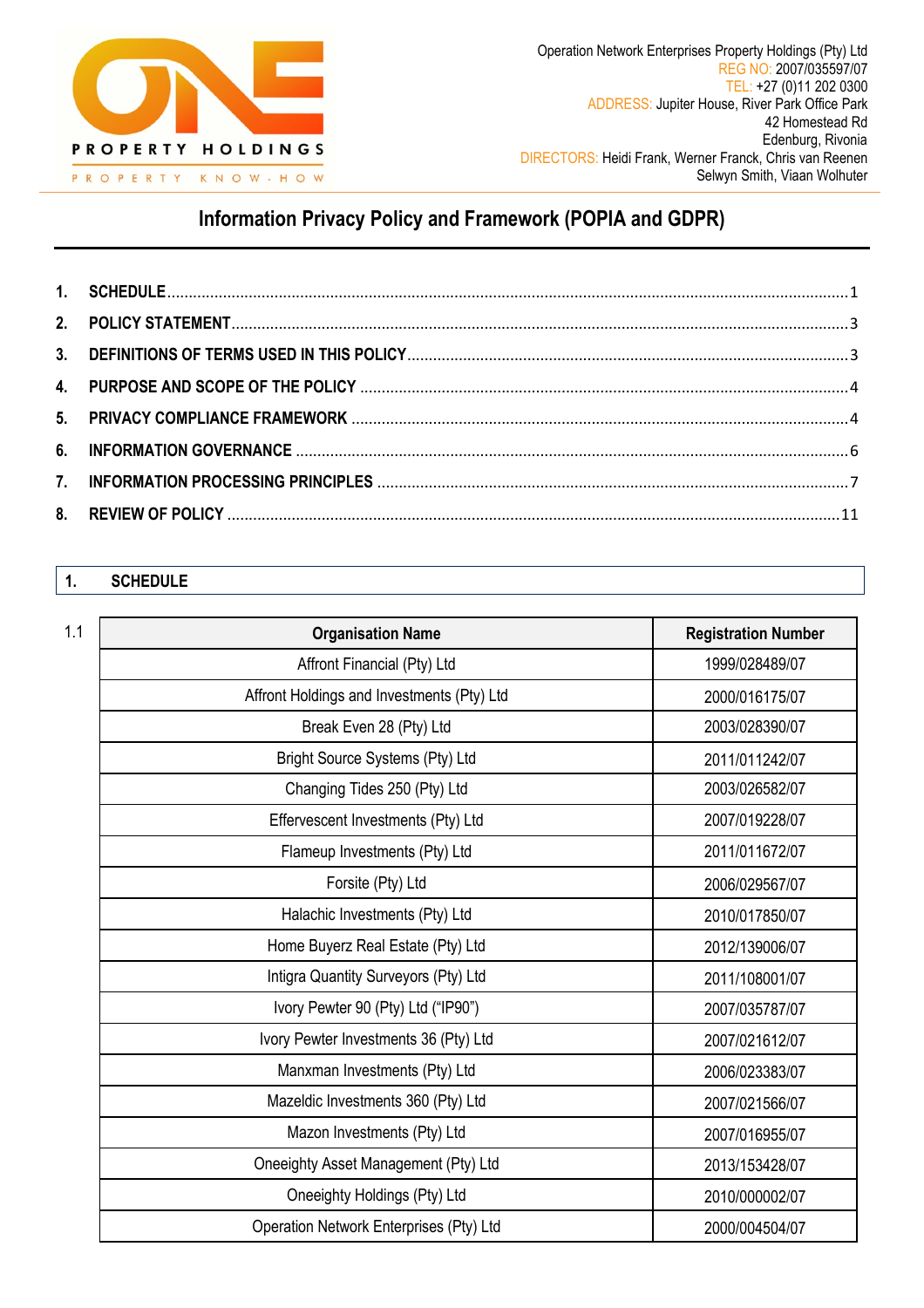PROPERTY HOLDINGS

PROPERTY KNOW-HOW

Operation Network Enterprises Property Holdings (Pty) Ltd
REG NO: 2007/035597/07
TEL: +27 (0)11 202 0300
ADDRESS: Jupiter House, River Park Office Park
42 Homestead Rd
Edenburg, Rivonia
DIRECTORS: Heidi Frank, Werner Franck, Chris van Reenen
Selwyn Smith, Viaan Wolhuter

# Information Privacy Policy and Framework (POPIA and GDPR)

1. **SCHEDULE** ..... 1
2. **POLICY STATEMENT** ..... 3
3. **DEFINITIONS OF TERMS USED IN THIS POLICY** ..... 3
4. **PURPOSE AND SCOPE OF THE POLICY** ..... 4
5. **PRIVACY COMPLIANCE FRAMEWORK** ..... 4
6. **INFORMATION GOVERNANCE** ..... 6
7. **INFORMATION PROCESSING PRINCIPLES** ..... 7
8. **REVIEW OF POLICY** ..... 11

## 1. SCHEDULE

1.1

| Organisation Name | Registration Number |
|---|---|
| Affront Financial (Pty) Ltd | 1999/028489/07 |
| Affront Holdings and Investments (Pty) Ltd | 2000/016175/07 |
| Break Even 28 (Pty) Ltd | 2003/028390/07 |
| Bright Source Systems (Pty) Ltd | 2011/011242/07 |
| Changing Tides 250 (Pty) Ltd | 2003/026582/07 |
| Effervescent Investments (Pty) Ltd | 2007/019228/07 |
| Flameup Investments (Pty) Ltd | 2011/011672/07 |
| Forsite (Pty) Ltd | 2006/029567/07 |
| Halachic Investments (Pty) Ltd | 2010/017850/07 |
| Home Buyerz Real Estate (Pty) Ltd | 2012/139006/07 |
| Intigra Quantity Surveyors (Pty) Ltd | 2011/108001/07 |
| Ivory Pewter 90 (Pty) Ltd ("IP90") | 2007/035787/07 |
| Ivory Pewter Investments 36 (Pty) Ltd | 2007/021612/07 |
| Manxman Investments (Pty) Ltd | 2006/023383/07 |
| Mazeldic Investments 360 (Pty) Ltd | 2007/021566/07 |
| Mazon Investments (Pty) Ltd | 2007/016955/07 |
| Oneeighty Asset Management (Pty) Ltd | 2013/153428/07 |
| Oneeighty Holdings (Pty) Ltd | 2010/000002/07 |
| Operation Network Enterprises (Pty) Ltd | 2000/004504/07 |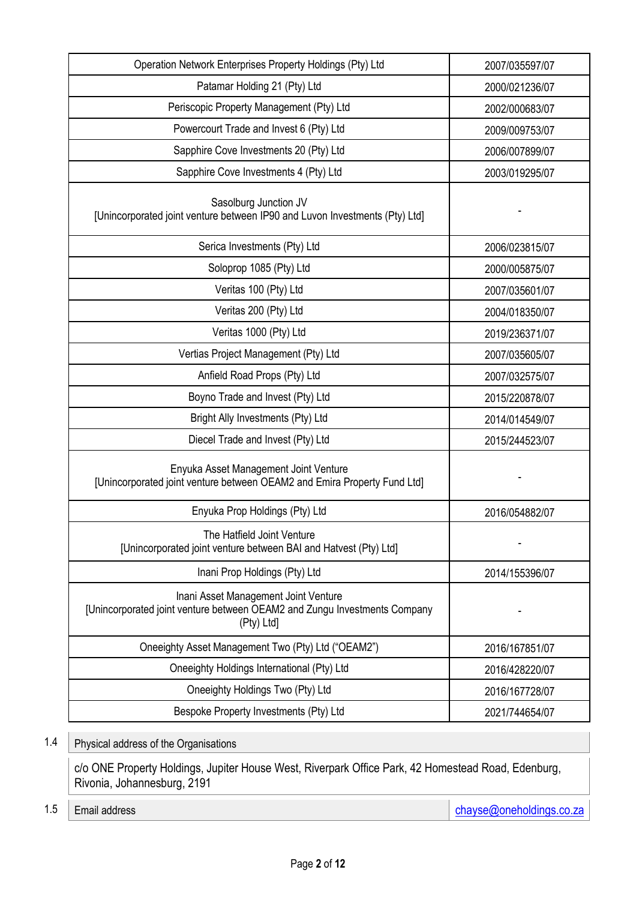| | |
|---|---|
| Operation Network Enterprises Property Holdings (Pty) Ltd | 2007/035597/07 |
| Patamar Holding 21 (Pty) Ltd | 2000/021236/07 |
| Periscopic Property Management (Pty) Ltd | 2002/000683/07 |
| Powercourt Trade and Invest 6 (Pty) Ltd | 2009/009753/07 |
| Sapphire Cove Investments 20 (Pty) Ltd | 2006/007899/07 |
| Sapphire Cove Investments 4 (Pty) Ltd | 2003/019295/07 |
| Sasolburg Junction JV [Unincorporated joint venture between IP90 and Luvon Investments (Pty) Ltd] | - |
| Serica Investments (Pty) Ltd | 2006/023815/07 |
| Soloprop 1085 (Pty) Ltd | 2000/005875/07 |
| Veritas 100 (Pty) Ltd | 2007/035601/07 |
| Veritas 200 (Pty) Ltd | 2004/018350/07 |
| Veritas 1000 (Pty) Ltd | 2019/236371/07 |
| Vertias Project Management (Pty) Ltd | 2007/035605/07 |
| Anfield Road Props (Pty) Ltd | 2007/032575/07 |
| Boyno Trade and Invest (Pty) Ltd | 2015/220878/07 |
| Bright Ally Investments (Pty) Ltd | 2014/014549/07 |
| Diecel Trade and Invest (Pty) Ltd | 2015/244523/07 |
| Enyuka Asset Management Joint Venture [Unincorporated joint venture between OEAM2 and Emira Property Fund Ltd] | - |
| Enyuka Prop Holdings (Pty) Ltd | 2016/054882/07 |
| The Hatfield Joint Venture [Unincorporated joint venture between BAI and Hatvest (Pty) Ltd] | - |
| Inani Prop Holdings (Pty) Ltd | 2014/155396/07 |
| Inani Asset Management Joint Venture [Unincorporated joint venture between OEAM2 and Zungu Investments Company (Pty) Ltd] | - |
| Oneeighty Asset Management Two (Pty) Ltd ("OEAM2") | 2016/167851/07 |
| Oneeighty Holdings International (Pty) Ltd | 2016/428220/07 |
| Oneeighty Holdings Two (Pty) Ltd | 2016/167728/07 |
| Bespoke Property Investments (Pty) Ltd | 2021/744654/07 |

1.4 Physical address of the Organisations

c/o ONE Property Holdings, Jupiter House West, Riverpark Office Park, 42 Homestead Road, Edenburg, Rivonia, Johannesburg, 2191

1.5 Email address: chayse@oneholdings.co.za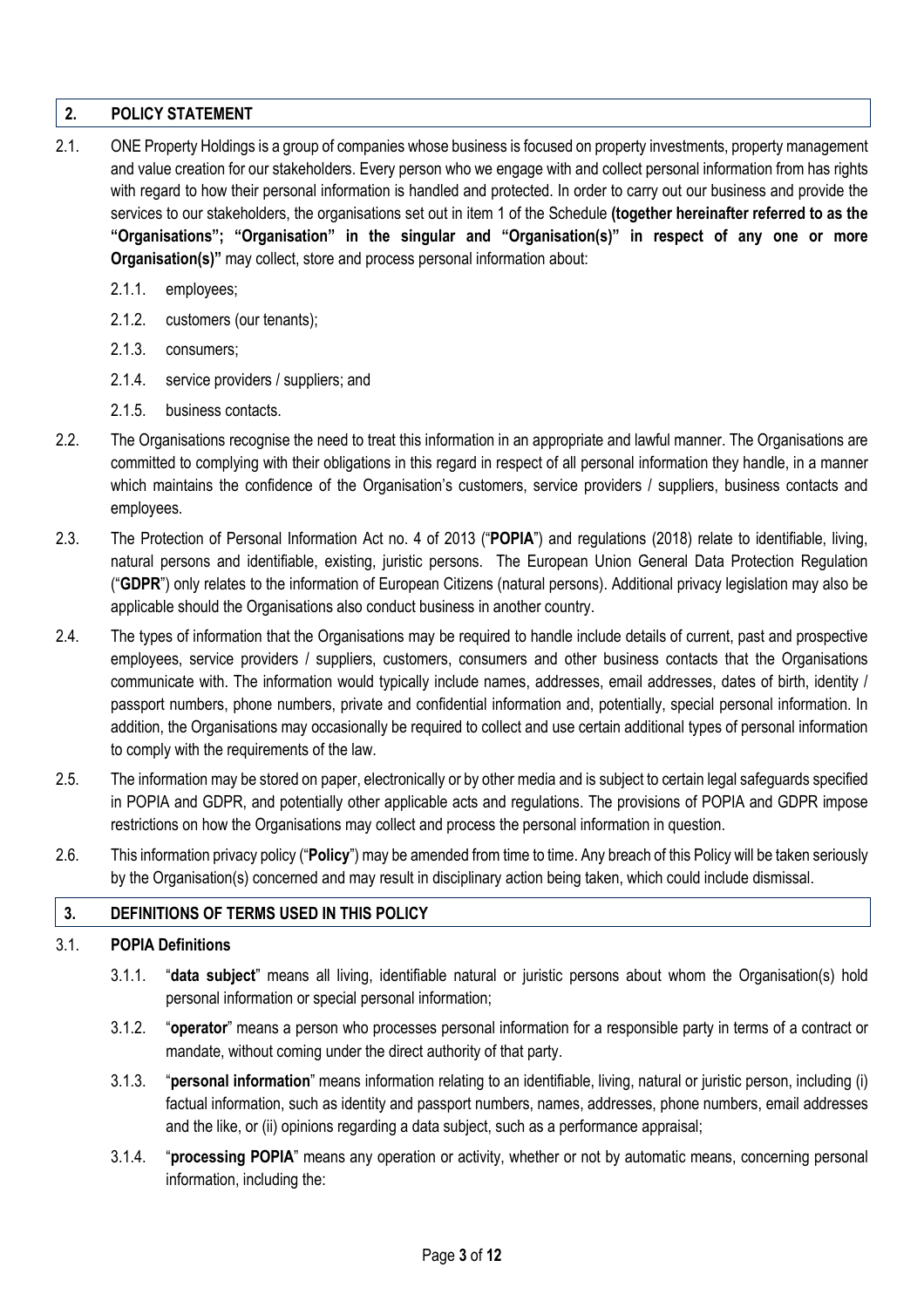## 2. POLICY STATEMENT

2.1. ONE Property Holdings is a group of companies whose business is focused on property investments, property management and value creation for our stakeholders. Every person who we engage with and collect personal information from has rights with regard to how their personal information is handled and protected. In order to carry out our business and provide the services to our stakeholders, the organisations set out in item 1 of the Schedule **(together hereinafter referred to as the "Organisations"; "Organisation" in the singular and "Organisation(s)" in respect of any one or more Organisation(s)"** may collect, store and process personal information about:

- 2.1.1. employees;
- 2.1.2. customers (our tenants);
- 2.1.3. consumers;
- 2.1.4. service providers / suppliers; and
- 2.1.5. business contacts.

2.2. The Organisations recognise the need to treat this information in an appropriate and lawful manner. The Organisations are committed to complying with their obligations in this regard in respect of all personal information they handle, in a manner which maintains the confidence of the Organisation's customers, service providers / suppliers, business contacts and employees.

2.3. The Protection of Personal Information Act no. 4 of 2013 ("**POPIA**") and regulations (2018) relate to identifiable, living, natural persons and identifiable, existing, juristic persons. The European Union General Data Protection Regulation ("**GDPR**") only relates to the information of European Citizens (natural persons). Additional privacy legislation may also be applicable should the Organisations also conduct business in another country.

2.4. The types of information that the Organisations may be required to handle include details of current, past and prospective employees, service providers / suppliers, customers, consumers and other business contacts that the Organisations communicate with. The information would typically include names, addresses, email addresses, dates of birth, identity / passport numbers, phone numbers, private and confidential information and, potentially, special personal information. In addition, the Organisations may occasionally be required to collect and use certain additional types of personal information to comply with the requirements of the law.

2.5. The information may be stored on paper, electronically or by other media and is subject to certain legal safeguards specified in POPIA and GDPR, and potentially other applicable acts and regulations. The provisions of POPIA and GDPR impose restrictions on how the Organisations may collect and process the personal information in question.

2.6. This information privacy policy ("**Policy**") may be amended from time to time. Any breach of this Policy will be taken seriously by the Organisation(s) concerned and may result in disciplinary action being taken, which could include dismissal.

## 3. DEFINITIONS OF TERMS USED IN THIS POLICY

### 3.1. POPIA Definitions

3.1.1. "**data subject**" means all living, identifiable natural or juristic persons about whom the Organisation(s) hold personal information or special personal information;

3.1.2. "**operator**" means a person who processes personal information for a responsible party in terms of a contract or mandate, without coming under the direct authority of that party.

3.1.3. "**personal information**" means information relating to an identifiable, living, natural or juristic person, including (i) factual information, such as identity and passport numbers, names, addresses, phone numbers, email addresses and the like, or (ii) opinions regarding a data subject, such as a performance appraisal;

3.1.4. "**processing POPIA**" means any operation or activity, whether or not by automatic means, concerning personal information, including the: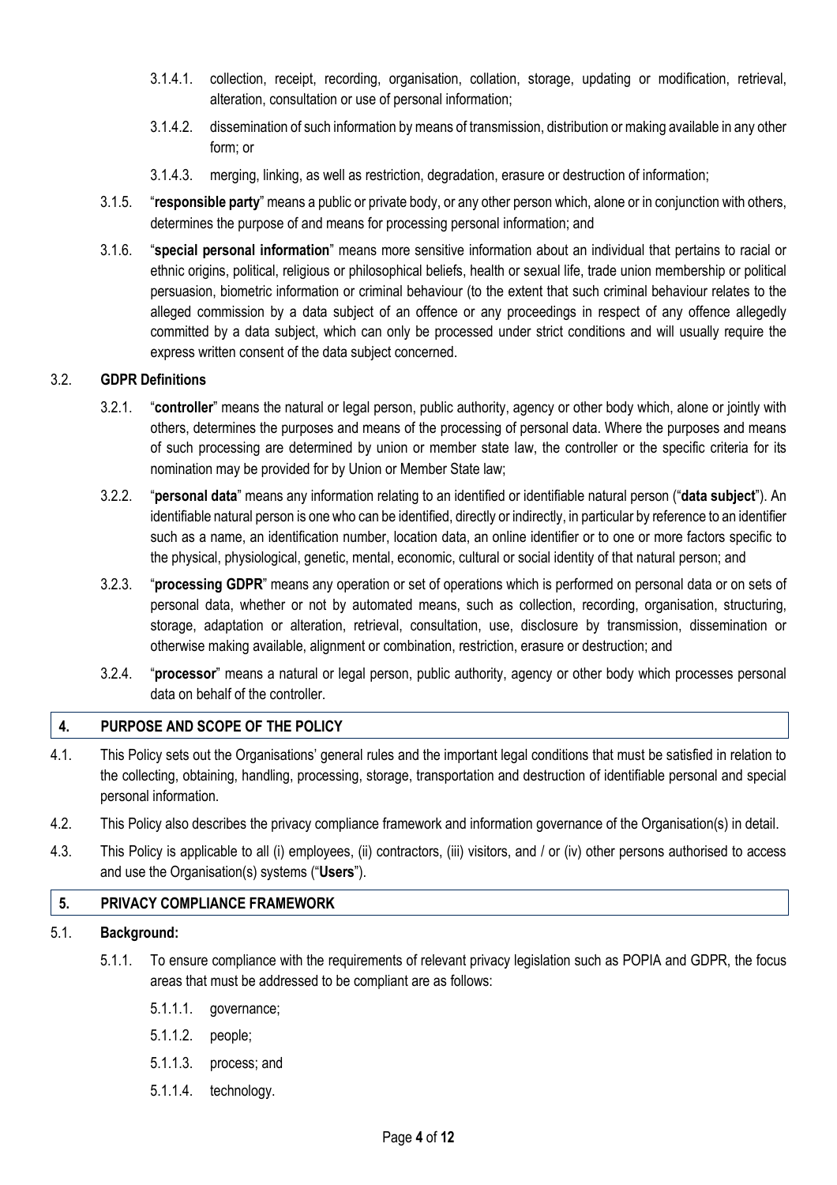3.1.4.1. collection, receipt, recording, organisation, collation, storage, updating or modification, retrieval, alteration, consultation or use of personal information;

3.1.4.2. dissemination of such information by means of transmission, distribution or making available in any other form; or

3.1.4.3. merging, linking, as well as restriction, degradation, erasure or destruction of information;

3.1.5. "**responsible party**" means a public or private body, or any other person which, alone or in conjunction with others, determines the purpose of and means for processing personal information; and

3.1.6. "**special personal information**" means more sensitive information about an individual that pertains to racial or ethnic origins, political, religious or philosophical beliefs, health or sexual life, trade union membership or political persuasion, biometric information or criminal behaviour (to the extent that such criminal behaviour relates to the alleged commission by a data subject of an offence or any proceedings in respect of any offence allegedly committed by a data subject, which can only be processed under strict conditions and will usually require the express written consent of the data subject concerned.

3.2. **GDPR Definitions**

3.2.1. "**controller**" means the natural or legal person, public authority, agency or other body which, alone or jointly with others, determines the purposes and means of the processing of personal data. Where the purposes and means of such processing are determined by union or member state law, the controller or the specific criteria for its nomination may be provided for by Union or Member State law;

3.2.2. "**personal data**" means any information relating to an identified or identifiable natural person ("**data subject**"). An identifiable natural person is one who can be identified, directly or indirectly, in particular by reference to an identifier such as a name, an identification number, location data, an online identifier or to one or more factors specific to the physical, physiological, genetic, mental, economic, cultural or social identity of that natural person; and

3.2.3. "**processing GDPR**" means any operation or set of operations which is performed on personal data or on sets of personal data, whether or not by automated means, such as collection, recording, organisation, structuring, storage, adaptation or alteration, retrieval, consultation, use, disclosure by transmission, dissemination or otherwise making available, alignment or combination, restriction, erasure or destruction; and

3.2.4. "**processor**" means a natural or legal person, public authority, agency or other body which processes personal data on behalf of the controller.

## 4. PURPOSE AND SCOPE OF THE POLICY

4.1. This Policy sets out the Organisations' general rules and the important legal conditions that must be satisfied in relation to the collecting, obtaining, handling, processing, storage, transportation and destruction of identifiable personal and special personal information.

4.2. This Policy also describes the privacy compliance framework and information governance of the Organisation(s) in detail.

4.3. This Policy is applicable to all (i) employees, (ii) contractors, (iii) visitors, and / or (iv) other persons authorised to access and use the Organisation(s) systems ("**Users**").

## 5. PRIVACY COMPLIANCE FRAMEWORK

5.1. **Background:**

5.1.1. To ensure compliance with the requirements of relevant privacy legislation such as POPIA and GDPR, the focus areas that must be addressed to be compliant are as follows:

5.1.1.1. governance;

5.1.1.2. people;

5.1.1.3. process; and

5.1.1.4. technology.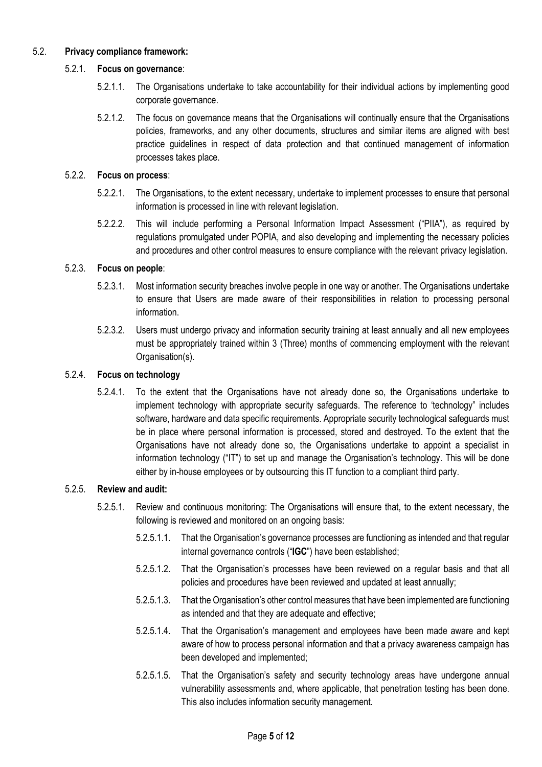5.2. **Privacy compliance framework:**

5.2.1. **Focus on governance**:

5.2.1.1. The Organisations undertake to take accountability for their individual actions by implementing good corporate governance.

5.2.1.2. The focus on governance means that the Organisations will continually ensure that the Organisations policies, frameworks, and any other documents, structures and similar items are aligned with best practice guidelines in respect of data protection and that continued management of information processes takes place.

5.2.2. **Focus on process**:

5.2.2.1. The Organisations, to the extent necessary, undertake to implement processes to ensure that personal information is processed in line with relevant legislation.

5.2.2.2. This will include performing a Personal Information Impact Assessment ("PIIA"), as required by regulations promulgated under POPIA, and also developing and implementing the necessary policies and procedures and other control measures to ensure compliance with the relevant privacy legislation.

5.2.3. **Focus on people**:

5.2.3.1. Most information security breaches involve people in one way or another. The Organisations undertake to ensure that Users are made aware of their responsibilities in relation to processing personal information.

5.2.3.2. Users must undergo privacy and information security training at least annually and all new employees must be appropriately trained within 3 (Three) months of commencing employment with the relevant Organisation(s).

5.2.4. **Focus on technology**

5.2.4.1. To the extent that the Organisations have not already done so, the Organisations undertake to implement technology with appropriate security safeguards. The reference to 'technology" includes software, hardware and data specific requirements. Appropriate security technological safeguards must be in place where personal information is processed, stored and destroyed. To the extent that the Organisations have not already done so, the Organisations undertake to appoint a specialist in information technology ("IT") to set up and manage the Organisation's technology. This will be done either by in-house employees or by outsourcing this IT function to a compliant third party.

5.2.5. **Review and audit:**

5.2.5.1. Review and continuous monitoring: The Organisations will ensure that, to the extent necessary, the following is reviewed and monitored on an ongoing basis:

5.2.5.1.1. That the Organisation's governance processes are functioning as intended and that regular internal governance controls ("**IGC**") have been established;

5.2.5.1.2. That the Organisation's processes have been reviewed on a regular basis and that all policies and procedures have been reviewed and updated at least annually;

5.2.5.1.3. That the Organisation's other control measures that have been implemented are functioning as intended and that they are adequate and effective;

5.2.5.1.4. That the Organisation's management and employees have been made aware and kept aware of how to process personal information and that a privacy awareness campaign has been developed and implemented;

5.2.5.1.5. That the Organisation's safety and security technology areas have undergone annual vulnerability assessments and, where applicable, that penetration testing has been done. This also includes information security management.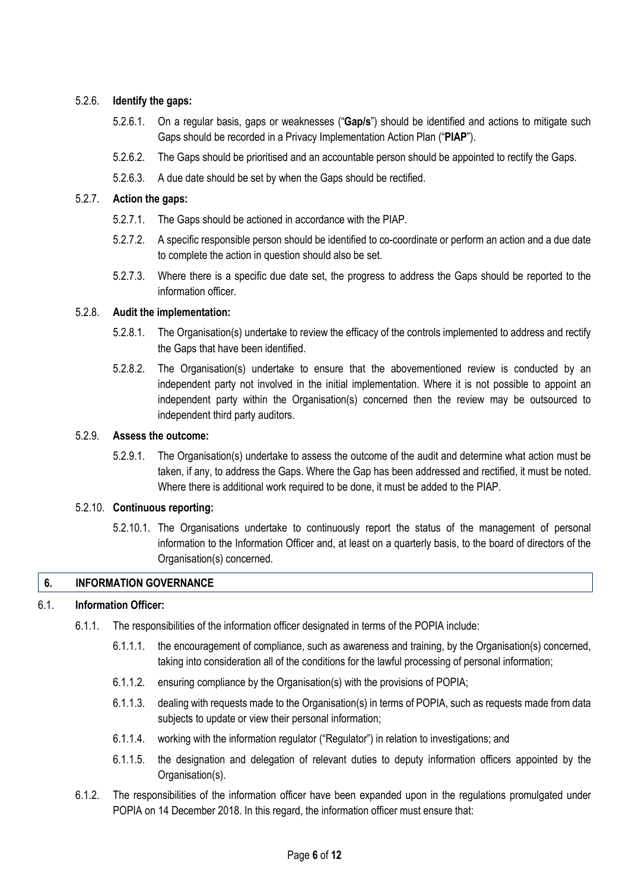5.2.6. **Identify the gaps:**

5.2.6.1. On a regular basis, gaps or weaknesses ("**Gap/s**") should be identified and actions to mitigate such Gaps should be recorded in a Privacy Implementation Action Plan ("**PIAP**").

5.2.6.2. The Gaps should be prioritised and an accountable person should be appointed to rectify the Gaps.

5.2.6.3. A due date should be set by when the Gaps should be rectified.

5.2.7. **Action the gaps:**

5.2.7.1. The Gaps should be actioned in accordance with the PIAP.

5.2.7.2. A specific responsible person should be identified to co-coordinate or perform an action and a due date to complete the action in question should also be set.

5.2.7.3. Where there is a specific due date set, the progress to address the Gaps should be reported to the information officer.

5.2.8. **Audit the implementation:**

5.2.8.1. The Organisation(s) undertake to review the efficacy of the controls implemented to address and rectify the Gaps that have been identified.

5.2.8.2. The Organisation(s) undertake to ensure that the abovementioned review is conducted by an independent party not involved in the initial implementation. Where it is not possible to appoint an independent party within the Organisation(s) concerned then the review may be outsourced to independent third party auditors.

5.2.9. **Assess the outcome:**

5.2.9.1. The Organisation(s) undertake to assess the outcome of the audit and determine what action must be taken, if any, to address the Gaps. Where the Gap has been addressed and rectified, it must be noted. Where there is additional work required to be done, it must be added to the PIAP.

5.2.10. **Continuous reporting:**

5.2.10.1. The Organisations undertake to continuously report the status of the management of personal information to the Information Officer and, at least on a quarterly basis, to the board of directors of the Organisation(s) concerned.

## 6. INFORMATION GOVERNANCE

6.1. **Information Officer:**

6.1.1. The responsibilities of the information officer designated in terms of the POPIA include:

6.1.1.1. the encouragement of compliance, such as awareness and training, by the Organisation(s) concerned, taking into consideration all of the conditions for the lawful processing of personal information;

6.1.1.2. ensuring compliance by the Organisation(s) with the provisions of POPIA;

6.1.1.3. dealing with requests made to the Organisation(s) in terms of POPIA, such as requests made from data subjects to update or view their personal information;

6.1.1.4. working with the information regulator ("Regulator") in relation to investigations; and

6.1.1.5. the designation and delegation of relevant duties to deputy information officers appointed by the Organisation(s).

6.1.2. The responsibilities of the information officer have been expanded upon in the regulations promulgated under POPIA on 14 December 2018. In this regard, the information officer must ensure that: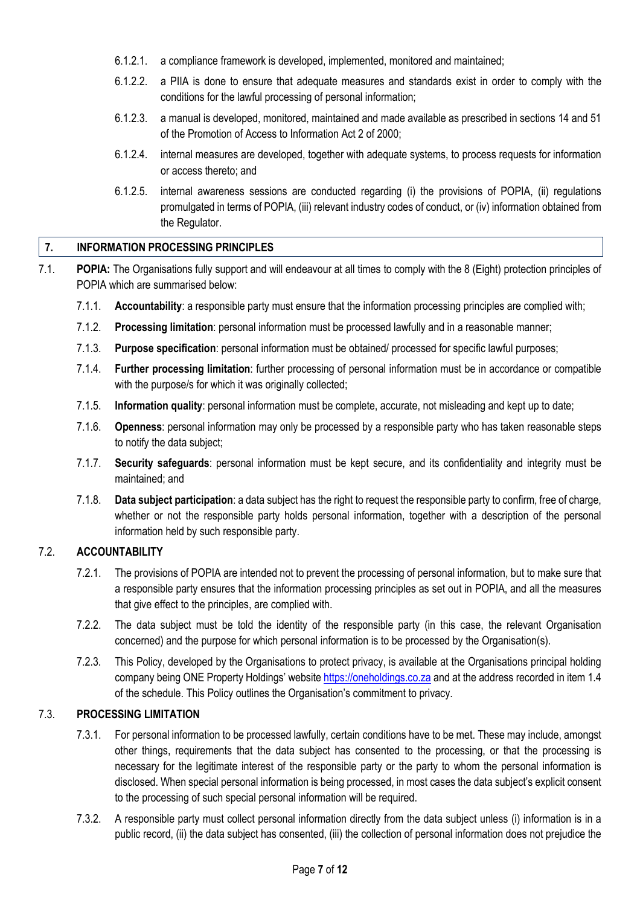6.1.2.1. a compliance framework is developed, implemented, monitored and maintained;

6.1.2.2. a PIIA is done to ensure that adequate measures and standards exist in order to comply with the conditions for the lawful processing of personal information;

6.1.2.3. a manual is developed, monitored, maintained and made available as prescribed in sections 14 and 51 of the Promotion of Access to Information Act 2 of 2000;

6.1.2.4. internal measures are developed, together with adequate systems, to process requests for information or access thereto; and

6.1.2.5. internal awareness sessions are conducted regarding (i) the provisions of POPIA, (ii) regulations promulgated in terms of POPIA, (iii) relevant industry codes of conduct, or (iv) information obtained from the Regulator.

## 7. INFORMATION PROCESSING PRINCIPLES

7.1. **POPIA:** The Organisations fully support and will endeavour at all times to comply with the 8 (Eight) protection principles of POPIA which are summarised below:

7.1.1. **Accountability**: a responsible party must ensure that the information processing principles are complied with;

7.1.2. **Processing limitation**: personal information must be processed lawfully and in a reasonable manner;

7.1.3. **Purpose specification**: personal information must be obtained/ processed for specific lawful purposes;

7.1.4. **Further processing limitation**: further processing of personal information must be in accordance or compatible with the purpose/s for which it was originally collected;

7.1.5. **Information quality**: personal information must be complete, accurate, not misleading and kept up to date;

7.1.6. **Openness**: personal information may only be processed by a responsible party who has taken reasonable steps to notify the data subject;

7.1.7. **Security safeguards**: personal information must be kept secure, and its confidentiality and integrity must be maintained; and

7.1.8. **Data subject participation**: a data subject has the right to request the responsible party to confirm, free of charge, whether or not the responsible party holds personal information, together with a description of the personal information held by such responsible party.

### 7.2. ACCOUNTABILITY

7.2.1. The provisions of POPIA are intended not to prevent the processing of personal information, but to make sure that a responsible party ensures that the information processing principles as set out in POPIA, and all the measures that give effect to the principles, are complied with.

7.2.2. The data subject must be told the identity of the responsible party (in this case, the relevant Organisation concerned) and the purpose for which personal information is to be processed by the Organisation(s).

7.2.3. This Policy, developed by the Organisations to protect privacy, is available at the Organisations principal holding company being ONE Property Holdings' website https://oneholdings.co.za and at the address recorded in item 1.4 of the schedule. This Policy outlines the Organisation's commitment to privacy.

### 7.3. PROCESSING LIMITATION

7.3.1. For personal information to be processed lawfully, certain conditions have to be met. These may include, amongst other things, requirements that the data subject has consented to the processing, or that the processing is necessary for the legitimate interest of the responsible party or the party to whom the personal information is disclosed. When special personal information is being processed, in most cases the data subject's explicit consent to the processing of such special personal information will be required.

7.3.2. A responsible party must collect personal information directly from the data subject unless (i) information is in a public record, (ii) the data subject has consented, (iii) the collection of personal information does not prejudice the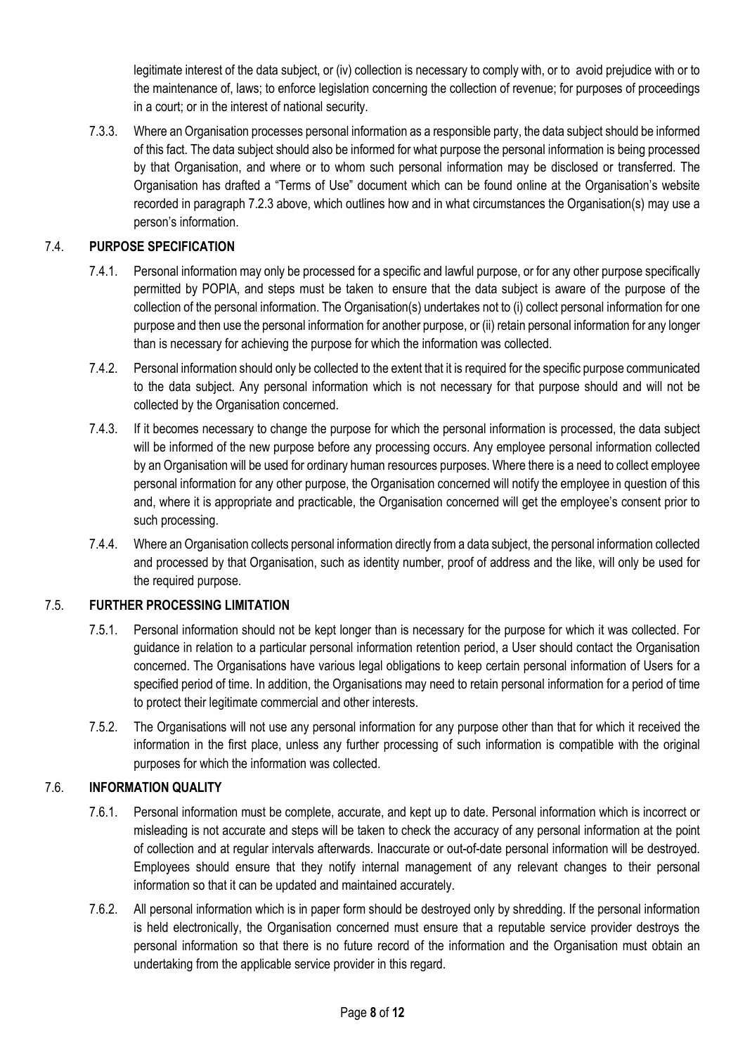legitimate interest of the data subject, or (iv) collection is necessary to comply with, or to avoid prejudice with or to the maintenance of, laws; to enforce legislation concerning the collection of revenue; for purposes of proceedings in a court; or in the interest of national security.

7.3.3. Where an Organisation processes personal information as a responsible party, the data subject should be informed of this fact. The data subject should also be informed for what purpose the personal information is being processed by that Organisation, and where or to whom such personal information may be disclosed or transferred. The Organisation has drafted a "Terms of Use" document which can be found online at the Organisation's website recorded in paragraph 7.2.3 above, which outlines how and in what circumstances the Organisation(s) may use a person's information.

### 7.4. PURPOSE SPECIFICATION

7.4.1. Personal information may only be processed for a specific and lawful purpose, or for any other purpose specifically permitted by POPIA, and steps must be taken to ensure that the data subject is aware of the purpose of the collection of the personal information. The Organisation(s) undertakes not to (i) collect personal information for one purpose and then use the personal information for another purpose, or (ii) retain personal information for any longer than is necessary for achieving the purpose for which the information was collected.

7.4.2. Personal information should only be collected to the extent that it is required for the specific purpose communicated to the data subject. Any personal information which is not necessary for that purpose should and will not be collected by the Organisation concerned.

7.4.3. If it becomes necessary to change the purpose for which the personal information is processed, the data subject will be informed of the new purpose before any processing occurs. Any employee personal information collected by an Organisation will be used for ordinary human resources purposes. Where there is a need to collect employee personal information for any other purpose, the Organisation concerned will notify the employee in question of this and, where it is appropriate and practicable, the Organisation concerned will get the employee's consent prior to such processing.

7.4.4. Where an Organisation collects personal information directly from a data subject, the personal information collected and processed by that Organisation, such as identity number, proof of address and the like, will only be used for the required purpose.

### 7.5. FURTHER PROCESSING LIMITATION

7.5.1. Personal information should not be kept longer than is necessary for the purpose for which it was collected. For guidance in relation to a particular personal information retention period, a User should contact the Organisation concerned. The Organisations have various legal obligations to keep certain personal information of Users for a specified period of time. In addition, the Organisations may need to retain personal information for a period of time to protect their legitimate commercial and other interests.

7.5.2. The Organisations will not use any personal information for any purpose other than that for which it received the information in the first place, unless any further processing of such information is compatible with the original purposes for which the information was collected.

### 7.6. INFORMATION QUALITY

7.6.1. Personal information must be complete, accurate, and kept up to date. Personal information which is incorrect or misleading is not accurate and steps will be taken to check the accuracy of any personal information at the point of collection and at regular intervals afterwards. Inaccurate or out-of-date personal information will be destroyed. Employees should ensure that they notify internal management of any relevant changes to their personal information so that it can be updated and maintained accurately.

7.6.2. All personal information which is in paper form should be destroyed only by shredding. If the personal information is held electronically, the Organisation concerned must ensure that a reputable service provider destroys the personal information so that there is no future record of the information and the Organisation must obtain an undertaking from the applicable service provider in this regard.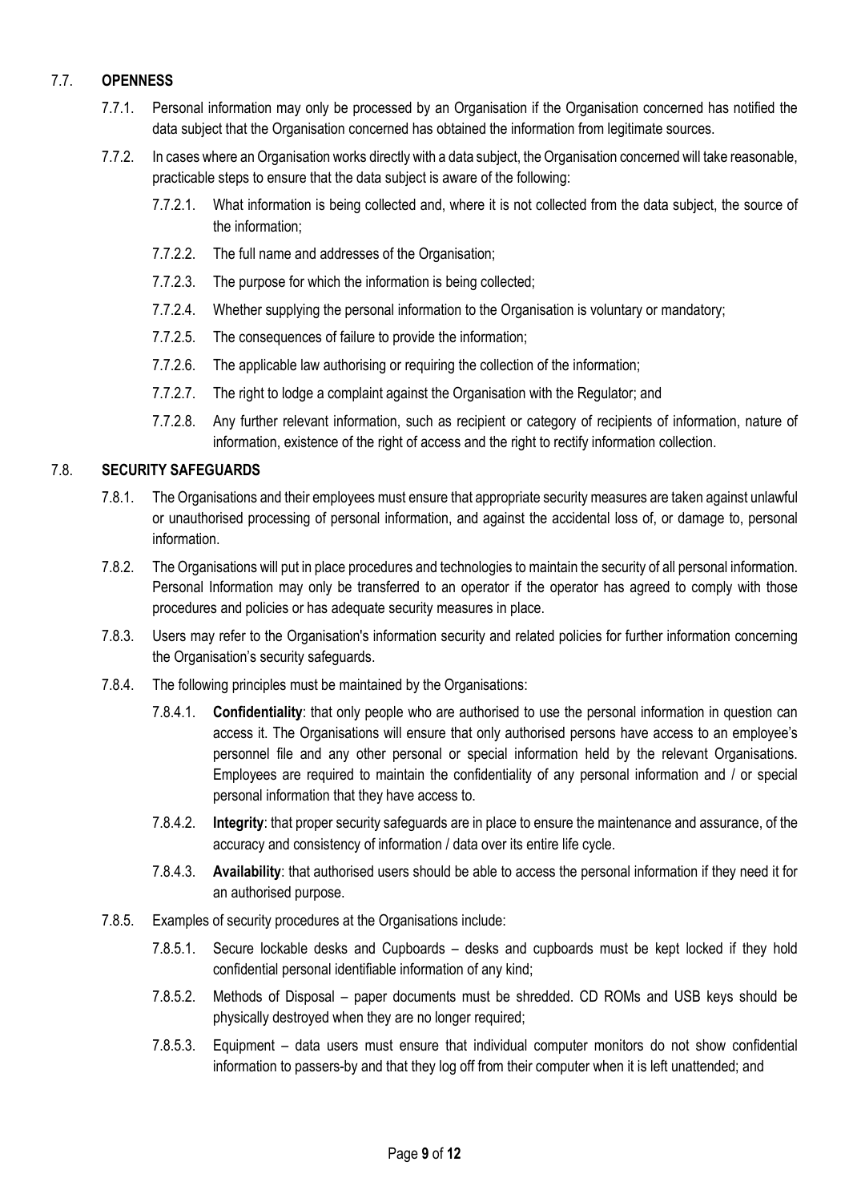### 7.7. OPENNESS

7.7.1. Personal information may only be processed by an Organisation if the Organisation concerned has notified the data subject that the Organisation concerned has obtained the information from legitimate sources.

7.7.2. In cases where an Organisation works directly with a data subject, the Organisation concerned will take reasonable, practicable steps to ensure that the data subject is aware of the following:

7.7.2.1. What information is being collected and, where it is not collected from the data subject, the source of the information;

7.7.2.2. The full name and addresses of the Organisation;

7.7.2.3. The purpose for which the information is being collected;

7.7.2.4. Whether supplying the personal information to the Organisation is voluntary or mandatory;

7.7.2.5. The consequences of failure to provide the information;

7.7.2.6. The applicable law authorising or requiring the collection of the information;

7.7.2.7. The right to lodge a complaint against the Organisation with the Regulator; and

7.7.2.8. Any further relevant information, such as recipient or category of recipients of information, nature of information, existence of the right of access and the right to rectify information collection.

### 7.8. SECURITY SAFEGUARDS

7.8.1. The Organisations and their employees must ensure that appropriate security measures are taken against unlawful or unauthorised processing of personal information, and against the accidental loss of, or damage to, personal information.

7.8.2. The Organisations will put in place procedures and technologies to maintain the security of all personal information. Personal Information may only be transferred to an operator if the operator has agreed to comply with those procedures and policies or has adequate security measures in place.

7.8.3. Users may refer to the Organisation's information security and related policies for further information concerning the Organisation's security safeguards.

7.8.4. The following principles must be maintained by the Organisations:

7.8.4.1. **Confidentiality**: that only people who are authorised to use the personal information in question can access it. The Organisations will ensure that only authorised persons have access to an employee's personnel file and any other personal or special information held by the relevant Organisations. Employees are required to maintain the confidentiality of any personal information and / or special personal information that they have access to.

7.8.4.2. **Integrity**: that proper security safeguards are in place to ensure the maintenance and assurance, of the accuracy and consistency of information / data over its entire life cycle.

7.8.4.3. **Availability**: that authorised users should be able to access the personal information if they need it for an authorised purpose.

7.8.5. Examples of security procedures at the Organisations include:

7.8.5.1. Secure lockable desks and Cupboards – desks and cupboards must be kept locked if they hold confidential personal identifiable information of any kind;

7.8.5.2. Methods of Disposal – paper documents must be shredded. CD ROMs and USB keys should be physically destroyed when they are no longer required;

7.8.5.3. Equipment – data users must ensure that individual computer monitors do not show confidential information to passers-by and that they log off from their computer when it is left unattended; and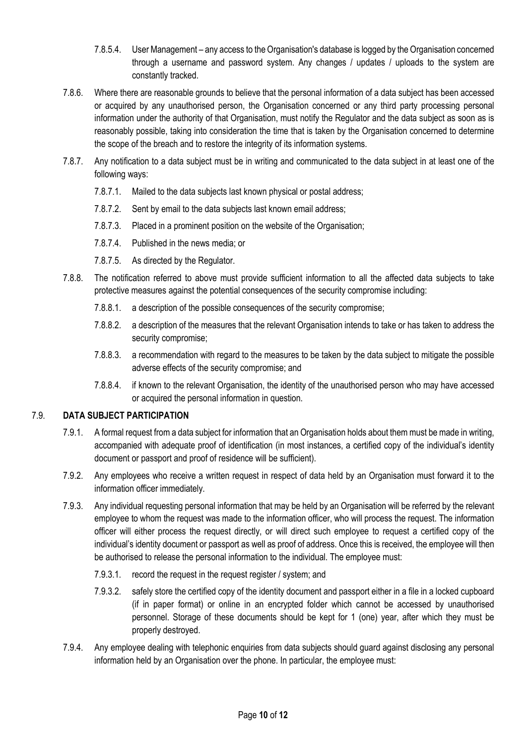7.8.5.4. User Management – any access to the Organisation's database is logged by the Organisation concerned through a username and password system. Any changes / updates / uploads to the system are constantly tracked.

7.8.6. Where there are reasonable grounds to believe that the personal information of a data subject has been accessed or acquired by any unauthorised person, the Organisation concerned or any third party processing personal information under the authority of that Organisation, must notify the Regulator and the data subject as soon as is reasonably possible, taking into consideration the time that is taken by the Organisation concerned to determine the scope of the breach and to restore the integrity of its information systems.

7.8.7. Any notification to a data subject must be in writing and communicated to the data subject in at least one of the following ways:

7.8.7.1. Mailed to the data subjects last known physical or postal address;

7.8.7.2. Sent by email to the data subjects last known email address;

7.8.7.3. Placed in a prominent position on the website of the Organisation;

7.8.7.4. Published in the news media; or

7.8.7.5. As directed by the Regulator.

7.8.8. The notification referred to above must provide sufficient information to all the affected data subjects to take protective measures against the potential consequences of the security compromise including:

7.8.8.1. a description of the possible consequences of the security compromise;

7.8.8.2. a description of the measures that the relevant Organisation intends to take or has taken to address the security compromise;

7.8.8.3. a recommendation with regard to the measures to be taken by the data subject to mitigate the possible adverse effects of the security compromise; and

7.8.8.4. if known to the relevant Organisation, the identity of the unauthorised person who may have accessed or acquired the personal information in question.

7.9. **DATA SUBJECT PARTICIPATION**

7.9.1. A formal request from a data subject for information that an Organisation holds about them must be made in writing, accompanied with adequate proof of identification (in most instances, a certified copy of the individual's identity document or passport and proof of residence will be sufficient).

7.9.2. Any employees who receive a written request in respect of data held by an Organisation must forward it to the information officer immediately.

7.9.3. Any individual requesting personal information that may be held by an Organisation will be referred by the relevant employee to whom the request was made to the information officer, who will process the request. The information officer will either process the request directly, or will direct such employee to request a certified copy of the individual's identity document or passport as well as proof of address. Once this is received, the employee will then be authorised to release the personal information to the individual. The employee must:

7.9.3.1. record the request in the request register / system; and

7.9.3.2. safely store the certified copy of the identity document and passport either in a file in a locked cupboard (if in paper format) or online in an encrypted folder which cannot be accessed by unauthorised personnel. Storage of these documents should be kept for 1 (one) year, after which they must be properly destroyed.

7.9.4. Any employee dealing with telephonic enquiries from data subjects should guard against disclosing any personal information held by an Organisation over the phone. In particular, the employee must: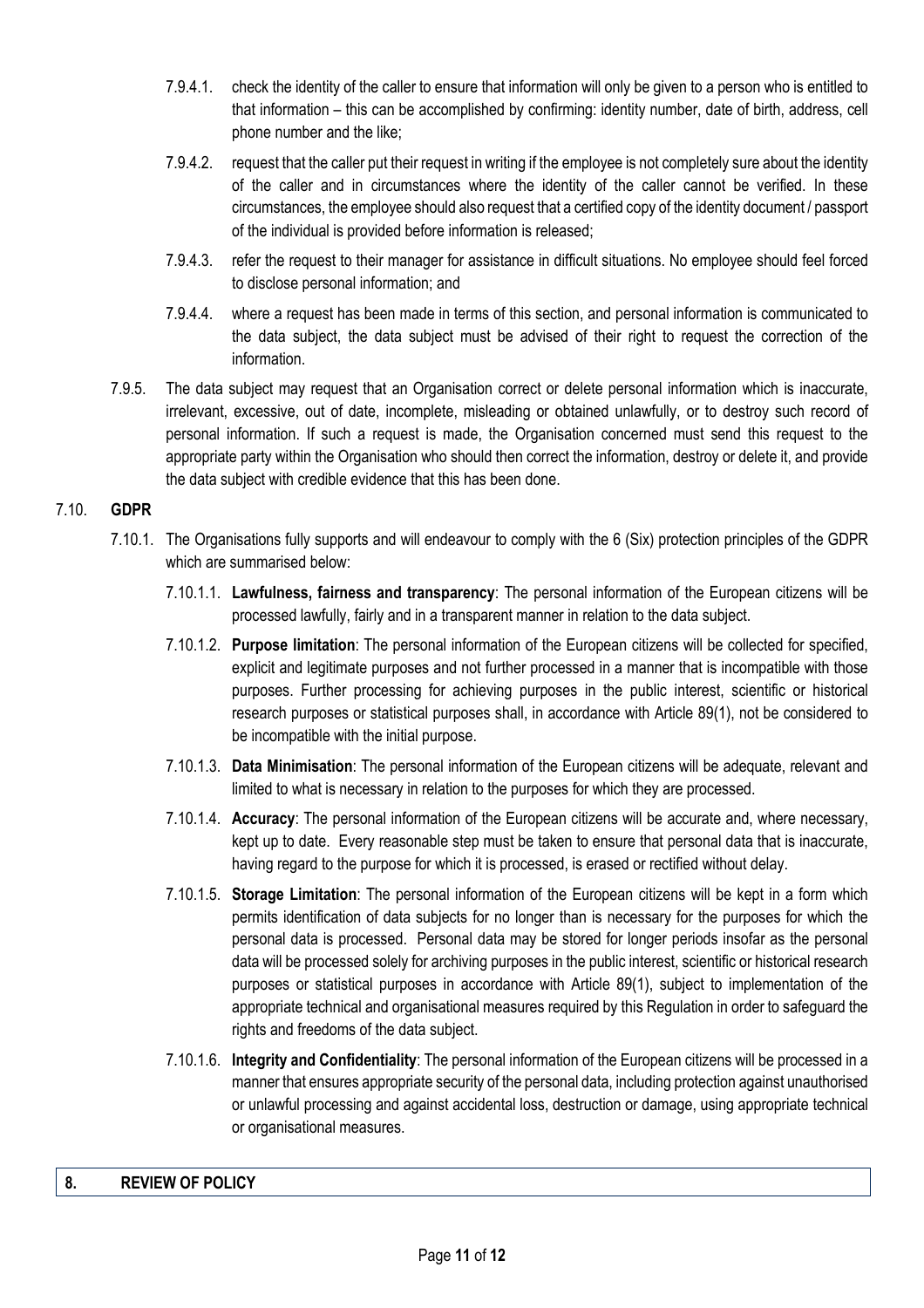7.9.4.1. check the identity of the caller to ensure that information will only be given to a person who is entitled to that information – this can be accomplished by confirming: identity number, date of birth, address, cell phone number and the like;

7.9.4.2. request that the caller put their request in writing if the employee is not completely sure about the identity of the caller and in circumstances where the identity of the caller cannot be verified. In these circumstances, the employee should also request that a certified copy of the identity document / passport of the individual is provided before information is released;

7.9.4.3. refer the request to their manager for assistance in difficult situations. No employee should feel forced to disclose personal information; and

7.9.4.4. where a request has been made in terms of this section, and personal information is communicated to the data subject, the data subject must be advised of their right to request the correction of the information.

7.9.5. The data subject may request that an Organisation correct or delete personal information which is inaccurate, irrelevant, excessive, out of date, incomplete, misleading or obtained unlawfully, or to destroy such record of personal information. If such a request is made, the Organisation concerned must send this request to the appropriate party within the Organisation who should then correct the information, destroy or delete it, and provide the data subject with credible evidence that this has been done.

7.10. **GDPR**

7.10.1. The Organisations fully supports and will endeavour to comply with the 6 (Six) protection principles of the GDPR which are summarised below:

7.10.1.1. **Lawfulness, fairness and transparency**: The personal information of the European citizens will be processed lawfully, fairly and in a transparent manner in relation to the data subject.

7.10.1.2. **Purpose limitation**: The personal information of the European citizens will be collected for specified, explicit and legitimate purposes and not further processed in a manner that is incompatible with those purposes. Further processing for achieving purposes in the public interest, scientific or historical research purposes or statistical purposes shall, in accordance with Article 89(1), not be considered to be incompatible with the initial purpose.

7.10.1.3. **Data Minimisation**: The personal information of the European citizens will be adequate, relevant and limited to what is necessary in relation to the purposes for which they are processed.

7.10.1.4. **Accuracy**: The personal information of the European citizens will be accurate and, where necessary, kept up to date. Every reasonable step must be taken to ensure that personal data that is inaccurate, having regard to the purpose for which it is processed, is erased or rectified without delay.

7.10.1.5. **Storage Limitation**: The personal information of the European citizens will be kept in a form which permits identification of data subjects for no longer than is necessary for the purposes for which the personal data is processed. Personal data may be stored for longer periods insofar as the personal data will be processed solely for archiving purposes in the public interest, scientific or historical research purposes or statistical purposes in accordance with Article 89(1), subject to implementation of the appropriate technical and organisational measures required by this Regulation in order to safeguard the rights and freedoms of the data subject.

7.10.1.6. **Integrity and Confidentiality**: The personal information of the European citizens will be processed in a manner that ensures appropriate security of the personal data, including protection against unauthorised or unlawful processing and against accidental loss, destruction or damage, using appropriate technical or organisational measures.

## 8. REVIEW OF POLICY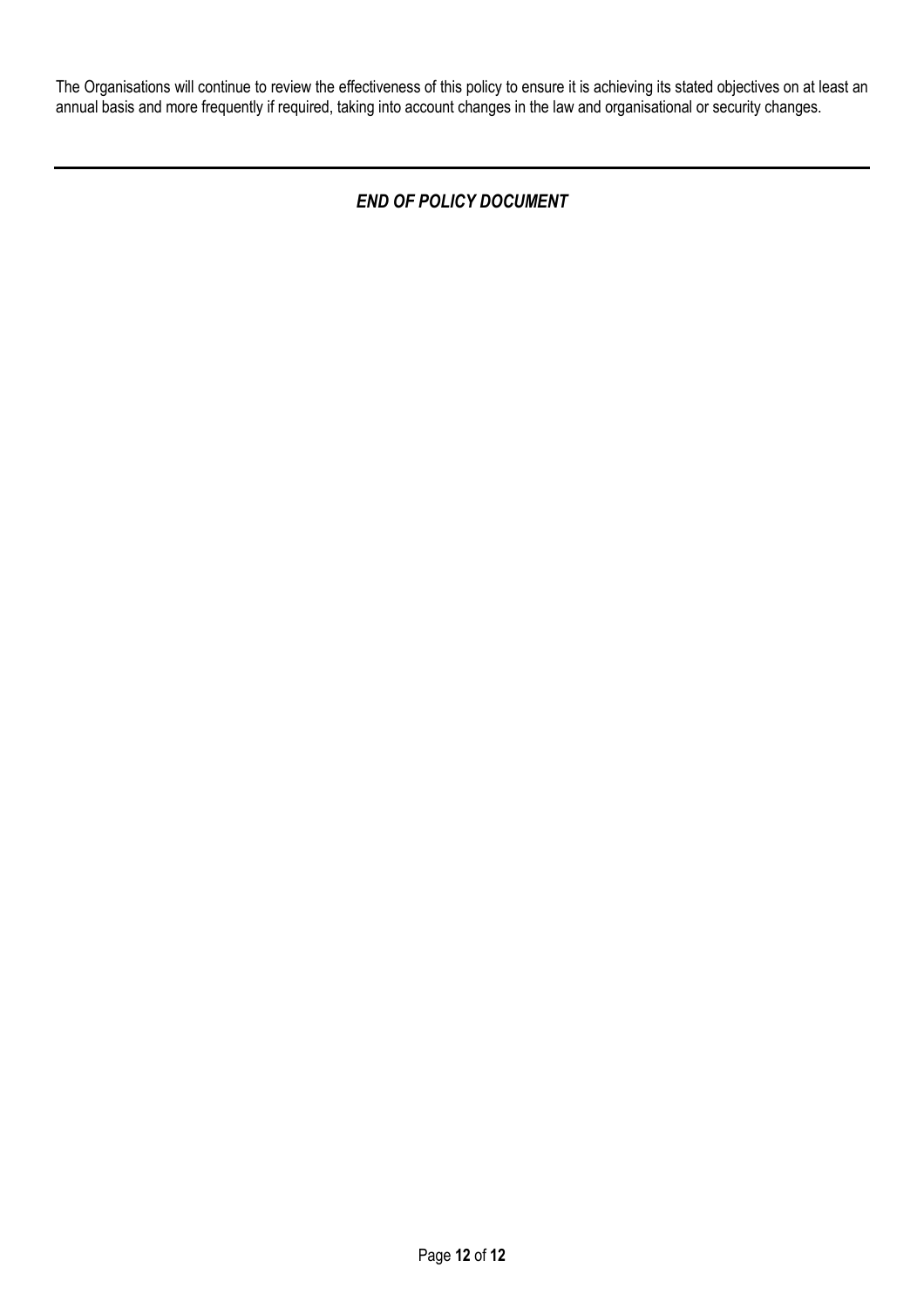The Organisations will continue to review the effectiveness of this policy to ensure it is achieving its stated objectives on at least an annual basis and more frequently if required, taking into account changes in the law and organisational or security changes.

---

***END OF POLICY DOCUMENT***